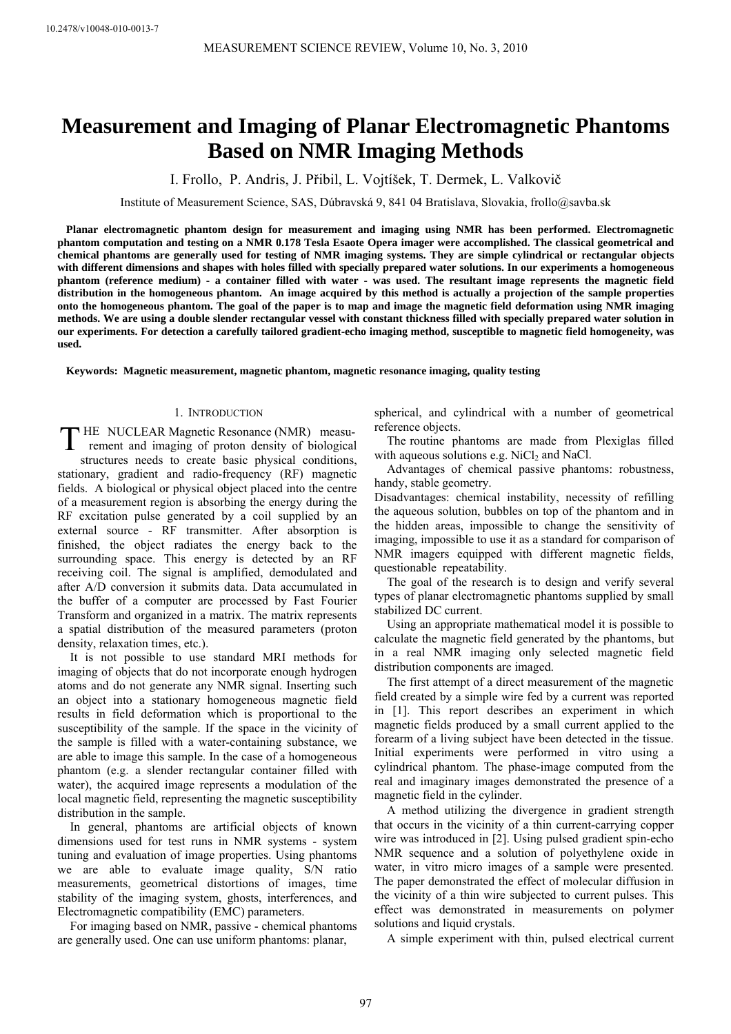10.2478/v10048-010-0013-7

# Measurement and Imaging of Planar Electromagnetic Phantoms Based on NMR Imaging Methods

I. Frollo, P. Andris, J. Přibil, L. Vojtíšek, T. Dermek, L. Valkovič

Institute of Measurement Science, SAS, Dúbravská 9, 841 04 Bratislava, Slovakia, frollo@savba.sk

**Planar electromagnetic phantom design for measurement and imaging using NMR has been performed. Electromagnetic phantom computation and testing on a NMR 0.178 Tesla Esaote Opera imager were accomplished. The classical geometrical and chemical phantoms are generally used for testing of NMR imaging systems. They are simple cylindrical or rectangular objects with different dimensions and shapes with holes filled with specially prepared water solutions. In our experiments a homogeneous phantom (reference medium) - a container filled with water - was used. The resultant image represents the magnetic field distribution in the homogeneous phantom. An image acquired by this method is actually a projection of the sample properties onto the homogeneous phantom. The goal of the paper is to map and image the magnetic field deformation using NMR imaging methods. We are using a double slender rectangular vessel with constant thickness filled with specially prepared water solution in our experiments. For detection a carefully tailored gradient-echo imaging method, susceptible to magnetic field homogeneity, was used.**

**Keywords: Magnetic measurement, magnetic phantom, magnetic resonance imaging, quality testing**

## 1. Introduction

THE NUCLEAR Magnetic Resonance (NMR) measurement and imaging of proton density of biological structures needs to create basic physical conditions, stationary, gradient and radio-frequency (RF) magnetic fields. A biological or physical object placed into the centre of a measurement region is absorbing the energy during the RF excitation pulse generated by a coil supplied by an external source - RF transmitter. After absorption is finished, the object radiates the energy back to the surrounding space. This energy is detected by an RF receiving coil. The signal is amplified, demodulated and after A/D conversion it submits data. Data accumulated in the buffer of a computer are processed by Fast Fourier Transform and organized in a matrix. The matrix represents a spatial distribution of the measured parameters (proton density, relaxation times, etc.).

It is not possible to use standard MRI methods for imaging of objects that do not incorporate enough hydrogen atoms and do not generate any NMR signal. Inserting such an object into a stationary homogeneous magnetic field results in field deformation which is proportional to the susceptibility of the sample. If the space in the vicinity of the sample is filled with a water-containing substance, we are able to image this sample. In the case of a homogeneous phantom (e.g. a slender rectangular container filled with water), the acquired image represents a modulation of the local magnetic field, representing the magnetic susceptibility distribution in the sample.

In general, phantoms are artificial objects of known dimensions used for test runs in NMR systems - system tuning and evaluation of image properties. Using phantoms we are able to evaluate image quality, S/N ratio measurements, geometrical distortions of images, time stability of the imaging system, ghosts, interferences, and Electromagnetic compatibility (EMC) parameters.

For imaging based on NMR, passive - chemical phantoms are generally used. One can use uniform phantoms: planar, spherical, and cylindrical with a number of geometrical reference objects.

The routine phantoms are made from Plexiglas filled with aqueous solutions e.g. $NiCl_2$ and NaCl.

Advantages of chemical passive phantoms: robustness, handy, stable geometry.

Disadvantages: chemical instability, necessity of refilling the aqueous solution, bubbles on top of the phantom and in the hidden areas, impossible to change the sensitivity of imaging, impossible to use it as a standard for comparison of NMR imagers equipped with different magnetic fields, questionable repeatability.

The goal of the research is to design and verify several types of planar electromagnetic phantoms supplied by small stabilized DC current.

Using an appropriate mathematical model it is possible to calculate the magnetic field generated by the phantoms, but in a real NMR imaging only selected magnetic field distribution components are imaged.

The first attempt of a direct measurement of the magnetic field created by a simple wire fed by a current was reported in [1]. This report describes an experiment in which magnetic fields produced by a small current applied to the forearm of a living subject have been detected in the tissue. Initial experiments were performed in vitro using a cylindrical phantom. The phase-image computed from the real and imaginary images demonstrated the presence of a magnetic field in the cylinder.

A method utilizing the divergence in gradient strength that occurs in the vicinity of a thin current-carrying copper wire was introduced in [2]. Using pulsed gradient spin-echo NMR sequence and a solution of polyethylene oxide in water, in vitro micro images of a sample were presented. The paper demonstrated the effect of molecular diffusion in the vicinity of a thin wire subjected to current pulses. This effect was demonstrated in measurements on polymer solutions and liquid crystals.

A simple experiment with thin, pulsed electrical current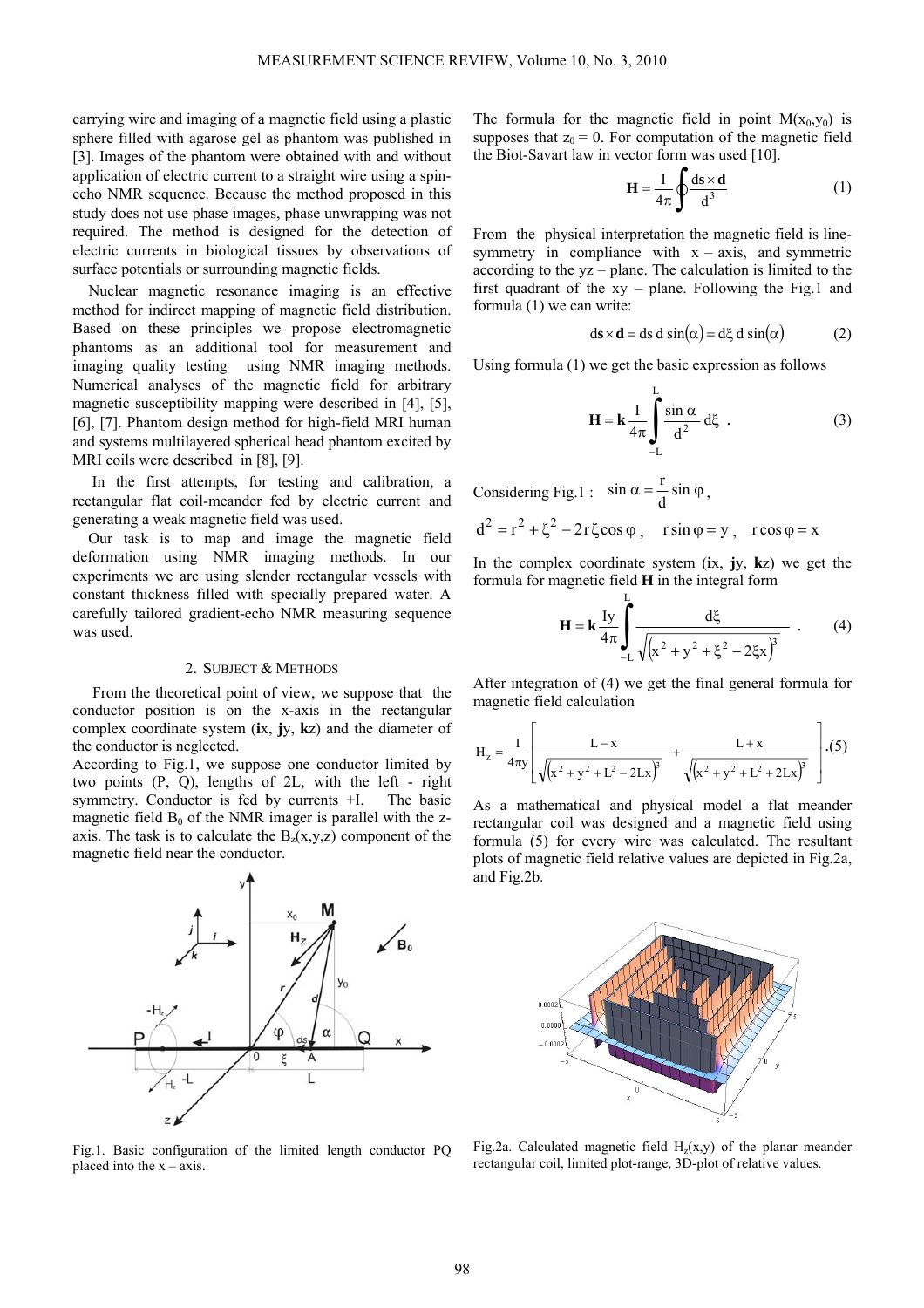carrying wire and imaging of a magnetic field using a plastic sphere filled with agarose gel as phantom was published in [3]. Images of the phantom were obtained with and without application of electric current to a straight wire using a spin-echo NMR sequence. Because the method proposed in this study does not use phase images, phase unwrapping was not required. The method is designed for the detection of electric currents in biological tissues by observations of surface potentials or surrounding magnetic fields.

Nuclear magnetic resonance imaging is an effective method for indirect mapping of magnetic field distribution. Based on these principles we propose electromagnetic phantoms as an additional tool for measurement and imaging quality testing using NMR imaging methods. Numerical analyses of the magnetic field for arbitrary magnetic susceptibility mapping were described in [4], [5], [6], [7]. Phantom design method for high-field MRI human and systems multilayered spherical head phantom excited by MRI coils were described in [8], [9].

In the first attempts, for testing and calibration, a rectangular flat coil-meander fed by electric current and generating a weak magnetic field was used.

Our task is to map and image the magnetic field deformation using NMR imaging methods. In our experiments we are using slender rectangular vessels with constant thickness filled with specially prepared water. A carefully tailored gradient-echo NMR measuring sequence was used.

## 2. Subject & Methods

From the theoretical point of view, we suppose that the conductor position is on the x-axis in the rectangular complex coordinate system (**i**x, **j**y, **k**z) and the diameter of the conductor is neglected.

According to Fig.1, we suppose one conductor limited by two points (P, Q), lengths of 2L, with the left - right symmetry. Conductor is fed by currents +I. The basic magnetic field $B_0$ of the NMR imager is parallel with the z-axis. The task is to calculate the $B_z(x,y,z)$ component of the magnetic field near the conductor.

Fig.1. Basic configuration of the limited length conductor PQ placed into the x – axis.

The formula for the magnetic field in point $M(x_0,y_0)$ is supposes that $z_0 = 0$. For computation of the magnetic field the Biot-Savart law in vector form was used [10].

$$\mathbf{H} = \frac{I}{4\pi}\oint \frac{d\mathbf{s}\times\mathbf{d}}{d^3} \tag{1}$$

From the physical interpretation the magnetic field is line-symmetry in compliance with x – axis, and symmetric according to the yz – plane. The calculation is limited to the first quadrant of the xy – plane. Following the Fig.1 and formula (1) we can write:

$$d\mathbf{s}\times\mathbf{d} = ds\, d \sin(\alpha) = d\xi\, d \sin(\alpha) \tag{2}$$

Using formula (1) we get the basic expression as follows

$$\mathbf{H} = \mathbf{k}\frac{I}{4\pi}\int_{-L}^{L} \frac{\sin\alpha}{d^2}\, d\xi \ . \tag{3}$$

Considering Fig.1 : $\sin\alpha = \dfrac{r}{d}\sin\varphi$ ,

$d^2 = r^2 + \xi^2 - 2r\xi\cos\varphi$ , $\quad r\sin\varphi = y$ , $\quad r\cos\varphi = x$

In the complex coordinate system (**i**x, **j**y, **k**z) we get the formula for magnetic field **H** in the integral form

$$\mathbf{H} = \mathbf{k}\frac{Iy}{4\pi}\int_{-L}^{L} \frac{d\xi}{\sqrt{\left(x^2 + y^2 + \xi^2 - 2\xi x\right)^3}} \ . \tag{4}$$

After integration of (4) we get the final general formula for magnetic field calculation

$$H_z = \frac{I}{4\pi y}\left[\frac{L - x}{\sqrt{\left(x^2 + y^2 + L^2 - 2Lx\right)^3}} + \frac{L + x}{\sqrt{\left(x^2 + y^2 + L^2 + 2Lx\right)^3}}\right] . \tag{5}$$

As a mathematical and physical model a flat meander rectangular coil was designed and a magnetic field using formula (5) for every wire was calculated. The resultant plots of magnetic field relative values are depicted in Fig.2a, and Fig.2b.

Fig.2a. Calculated magnetic field $H_z(x,y)$ of the planar meander rectangular coil, limited plot-range, 3D-plot of relative values.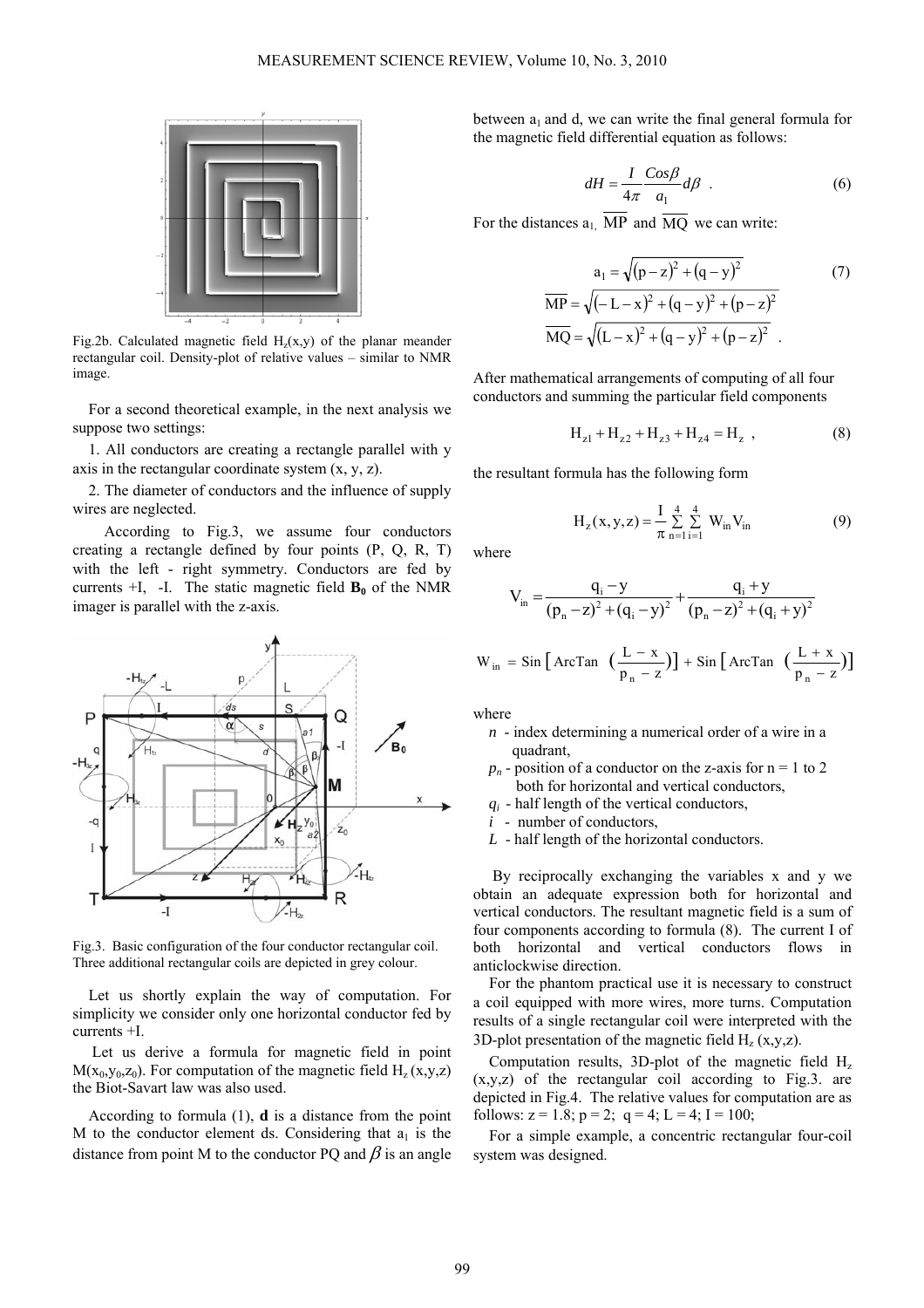Fig.2b. Calculated magnetic field $H_z(x,y)$ of the planar meander rectangular coil. Density-plot of relative values – similar to NMR image.

For a second theoretical example, in the next analysis we suppose two settings:

1. All conductors are creating a rectangle parallel with y axis in the rectangular coordinate system (x, y, z).
2. The diameter of conductors and the influence of supply wires are neglected.

According to Fig.3, we assume four conductors creating a rectangle defined by four points (P, Q, R, T) with the left - right symmetry. Conductors are fed by currents +I, -I. The static magnetic field $\mathbf{B_0}$ of the NMR imager is parallel with the z-axis.

Fig.3. Basic configuration of the four conductor rectangular coil. Three additional rectangular coils are depicted in grey colour.

Let us shortly explain the way of computation. For simplicity we consider only one horizontal conductor fed by currents +I.

Let us derive a formula for magnetic field in point $M(x_0,y_0,z_0)$. For computation of the magnetic field $H_z(x,y,z)$ the Biot-Savart law was also used.

According to formula (1), **d** is a distance from the point M to the conductor element ds. Considering that $a_1$ is the distance from point M to the conductor PQ and $\beta$ is an angle between $a_1$ and d, we can write the final general formula for the magnetic field differential equation as follows:

$$dH = \frac{I}{4\pi}\frac{Cos\beta}{a_1}d\beta \ . \tag{6}$$

For the distances $a_1$, $\overline{MP}$ and $\overline{MQ}$ we can write:

$$a_1 = \sqrt{(p-z)^2 + (q-y)^2} \tag{7}$$

$$\overline{MP} = \sqrt{(-L-x)^2 + (q-y)^2 + (p-z)^2}$$

$$\overline{MQ} = \sqrt{(L-x)^2 + (q-y)^2 + (p-z)^2} \ .$$

After mathematical arrangements of computing of all four conductors and summing the particular field components

$$H_{z1} + H_{z2} + H_{z3} + H_{z4} = H_z \ , \tag{8}$$

the resultant formula has the following form

$$H_z(x,y,z) = \frac{I}{\pi}\sum_{n=1}^{4}\sum_{i=1}^{4} W_{in}V_{in} \tag{9}$$

where

$$V_{in} = \frac{q_i - y}{(p_n - z)^2 + (q_i - y)^2} + \frac{q_i + y}{(p_n - z)^2 + (q_i + y)^2}$$

$$W_{in} = \mathrm{Sin}\left[\mathrm{ArcTan}\left(\frac{L-x}{p_n - z}\right)\right] + \mathrm{Sin}\left[\mathrm{ArcTan}\left(\frac{L+x}{p_n - z}\right)\right]$$

where

- $n$ - index determining a numerical order of a wire in a quadrant,
- $p_n$ - position of a conductor on the z-axis for n = 1 to 2 both for horizontal and vertical conductors,
- $q_i$ - half length of the vertical conductors,
- $i$ - number of conductors,
- $L$ - half length of the horizontal conductors.

By reciprocally exchanging the variables x and y we obtain an adequate expression both for horizontal and vertical conductors. The resultant magnetic field is a sum of four components according to formula (8). The current I of both horizontal and vertical conductors flows in anticlockwise direction.

For the phantom practical use it is necessary to construct a coil equipped with more wires, more turns. Computation results of a single rectangular coil were interpreted with the 3D-plot presentation of the magnetic field $H_z(x,y,z)$.

Computation results, 3D-plot of the magnetic field $H_z(x,y,z)$ of the rectangular coil according to Fig.3. are depicted in Fig.4. The relative values for computation are as follows: z = 1.8; p = 2; q = 4; L = 4; I = 100;

For a simple example, a concentric rectangular four-coil system was designed.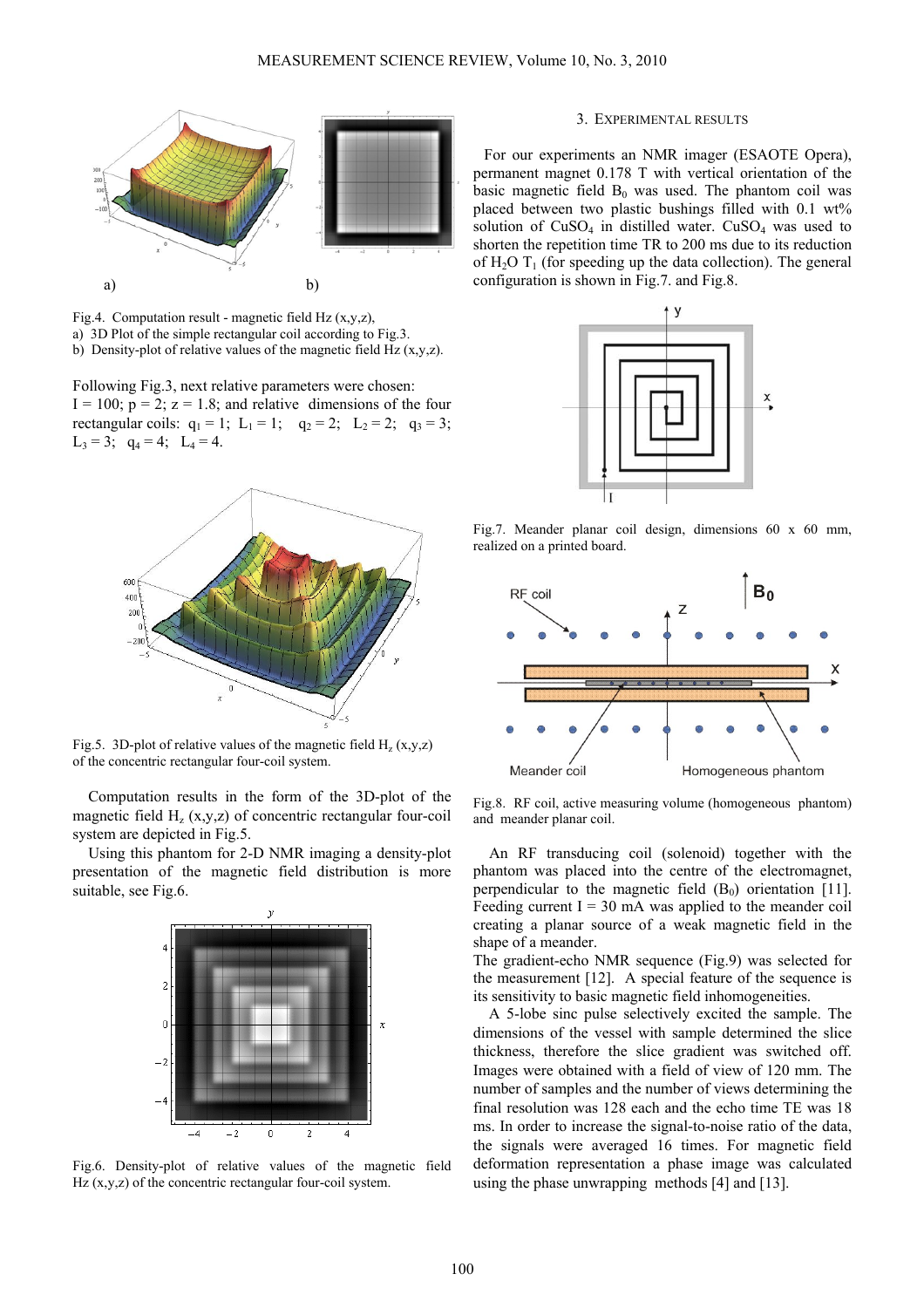Fig.4. Computation result - magnetic field Hz (x,y,z),
a) 3D Plot of the simple rectangular coil according to Fig.3.
b) Density-plot of relative values of the magnetic field Hz (x,y,z).

Following Fig.3, next relative parameters were chosen: I = 100; p = 2; z = 1.8; and relative dimensions of the four rectangular coils: $q_1 = 1$; $L_1 = 1$; $q_2 = 2$; $L_2 = 2$; $q_3 = 3$; $L_3 = 3$; $q_4 = 4$; $L_4 = 4$.

Fig.5. 3D-plot of relative values of the magnetic field $H_z$ (x,y,z) of the concentric rectangular four-coil system.

Computation results in the form of the 3D-plot of the magnetic field $H_z$ (x,y,z) of concentric rectangular four-coil system are depicted in Fig.5.

Using this phantom for 2-D NMR imaging a density-plot presentation of the magnetic field distribution is more suitable, see Fig.6.

Fig.6. Density-plot of relative values of the magnetic field Hz (x,y,z) of the concentric rectangular four-coil system.

## 3. Experimental Results

For our experiments an NMR imager (ESAOTE Opera), permanent magnet 0.178 T with vertical orientation of the basic magnetic field $B_0$ was used. The phantom coil was placed between two plastic bushings filled with 0.1 wt% solution of $CuSO_4$ in distilled water. $CuSO_4$ was used to shorten the repetition time TR to 200 ms due to its reduction of $H_2O$ $T_1$ (for speeding up the data collection). The general configuration is shown in Fig.7. and Fig.8.

Fig.7. Meander planar coil design, dimensions 60 x 60 mm, realized on a printed board.

Fig.8. RF coil, active measuring volume (homogeneous phantom) and meander planar coil.

An RF transducing coil (solenoid) together with the phantom was placed into the centre of the electromagnet, perpendicular to the magnetic field ($B_0$) orientation [11]. Feeding current I = 30 mA was applied to the meander coil creating a planar source of a weak magnetic field in the shape of a meander.

The gradient-echo NMR sequence (Fig.9) was selected for the measurement [12]. A special feature of the sequence is its sensitivity to basic magnetic field inhomogeneities.

A 5-lobe sinc pulse selectively excited the sample. The dimensions of the vessel with sample determined the slice thickness, therefore the slice gradient was switched off. Images were obtained with a field of view of 120 mm. The number of samples and the number of views determining the final resolution was 128 each and the echo time TE was 18 ms. In order to increase the signal-to-noise ratio of the data, the signals were averaged 16 times. For magnetic field deformation representation a phase image was calculated using the phase unwrapping methods [4] and [13].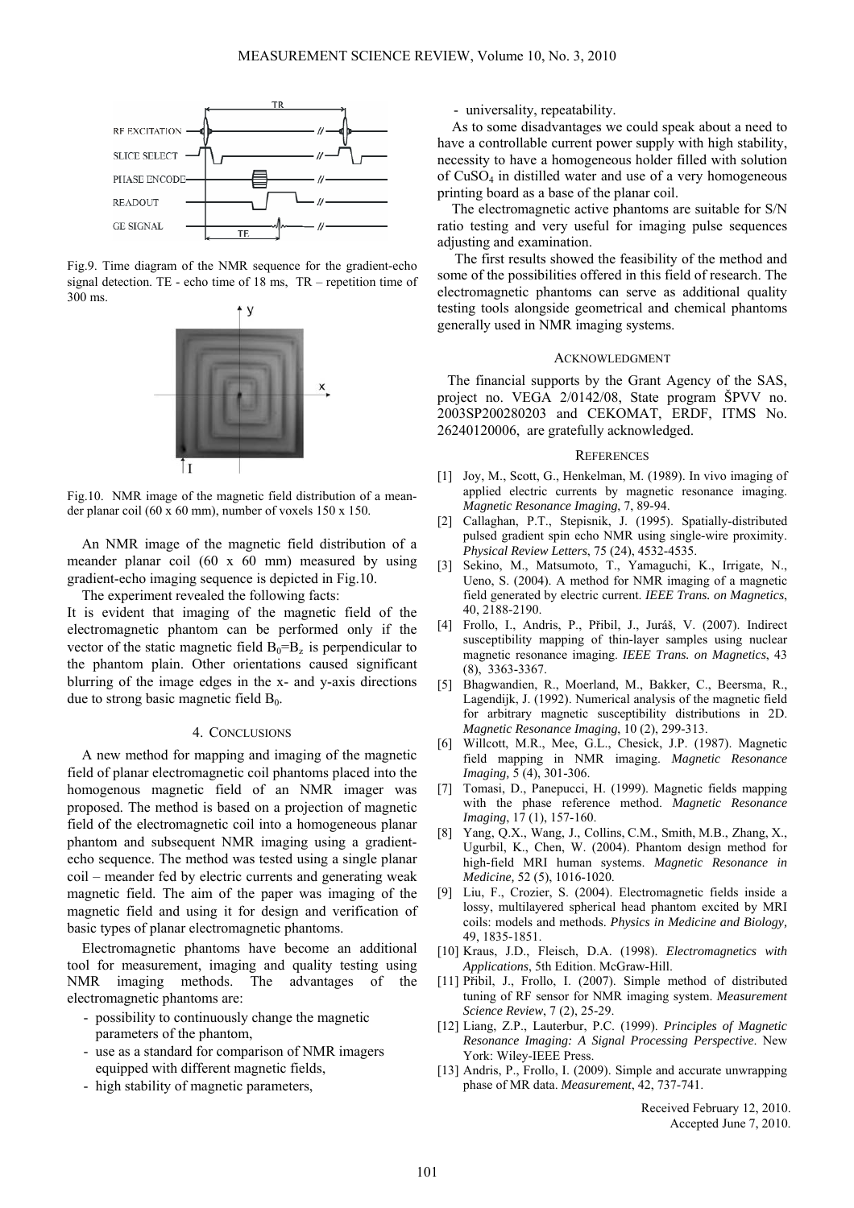Fig.9. Time diagram of the NMR sequence for the gradient-echo signal detection. TE - echo time of 18 ms, TR – repetition time of 300 ms.

Fig.10. NMR image of the magnetic field distribution of a meander planar coil (60 x 60 mm), number of voxels 150 x 150.

An NMR image of the magnetic field distribution of a meander planar coil (60 x 60 mm) measured by using gradient-echo imaging sequence is depicted in Fig.10.

The experiment revealed the following facts:

It is evident that imaging of the magnetic field of the electromagnetic phantom can be performed only if the vector of the static magnetic field $B_0=B_z$ is perpendicular to the phantom plain. Other orientations caused significant blurring of the image edges in the x- and y-axis directions due to strong basic magnetic field $B_0$.

## 4. Conclusions

A new method for mapping and imaging of the magnetic field of planar electromagnetic coil phantoms placed into the homogenous magnetic field of an NMR imager was proposed. The method is based on a projection of magnetic field of the electromagnetic coil into a homogeneous planar phantom and subsequent NMR imaging using a gradient-echo sequence. The method was tested using a single planar coil – meander fed by electric currents and generating weak magnetic field. The aim of the paper was imaging of the magnetic field and using it for design and verification of basic types of planar electromagnetic phantoms.

Electromagnetic phantoms have become an additional tool for measurement, imaging and quality testing using NMR imaging methods. The advantages of the electromagnetic phantoms are:

- possibility to continuously change the magnetic parameters of the phantom,
- use as a standard for comparison of NMR imagers equipped with different magnetic fields,
- high stability of magnetic parameters,
- universality, repeatability.

As to some disadvantages we could speak about a need to have a controllable current power supply with high stability, necessity to have a homogeneous holder filled with solution of $CuSO_4$ in distilled water and use of a very homogeneous printing board as a base of the planar coil.

The electromagnetic active phantoms are suitable for S/N ratio testing and very useful for imaging pulse sequences adjusting and examination.

The first results showed the feasibility of the method and some of the possibilities offered in this field of research. The electromagnetic phantoms can serve as additional quality testing tools alongside geometrical and chemical phantoms generally used in NMR imaging systems.

## Acknowledgment

The financial supports by the Grant Agency of the SAS, project no. VEGA 2/0142/08, State program ŠPVV no. 2003SP200280203 and CEKOMAT, ERDF, ITMS No. 26240120006, are gratefully acknowledged.

## References

[1] Joy, M., Scott, G., Henkelman, M. (1989). In vivo imaging of applied electric currents by magnetic resonance imaging. *Magnetic Resonance Imaging*, 7, 89-94.

[2] Callaghan, P.T., Stepisnik, J. (1995). Spatially-distributed pulsed gradient spin echo NMR using single-wire proximity. *Physical Review Letters*, 75 (24), 4532-4535.

[3] Sekino, M., Matsumoto, T., Yamaguchi, K., Irrigate, N., Ueno, S. (2004). A method for NMR imaging of a magnetic field generated by electric current. *IEEE Trans. on Magnetics*, 40, 2188-2190.

[4] Frollo, I., Andris, P., Přibil, J., Juráš, V. (2007). Indirect susceptibility mapping of thin-layer samples using nuclear magnetic resonance imaging. *IEEE Trans. on Magnetics*, 43 (8), 3363-3367.

[5] Bhagwandien, R., Moerland, M., Bakker, C., Beersma, R., Lagendijk, J. (1992). Numerical analysis of the magnetic field for arbitrary magnetic susceptibility distributions in 2D. *Magnetic Resonance Imaging*, 10 (2), 299-313.

[6] Willcott, M.R., Mee, G.L., Chesick, J.P. (1987). Magnetic field mapping in NMR imaging. *Magnetic Resonance Imaging*, 5 (4), 301-306.

[7] Tomasi, D., Panepucci, H. (1999). Magnetic fields mapping with the phase reference method. *Magnetic Resonance Imaging*, 17 (1), 157-160.

[8] Yang, Q.X., Wang, J., Collins, C.M., Smith, M.B., Zhang, X., Ugurbil, K., Chen, W. (2004). Phantom design method for high-field MRI human systems. *Magnetic Resonance in Medicine,* 52 (5), 1016-1020.

[9] Liu, F., Crozier, S. (2004). Electromagnetic fields inside a lossy, multilayered spherical head phantom excited by MRI coils: models and methods. *Physics in Medicine and Biology,* 49, 1835-1851.

[10] Kraus, J.D., Fleisch, D.A. (1998). *Electromagnetics with Applications*, 5th Edition. McGraw-Hill.

[11] Přibil, J., Frollo, I. (2007). Simple method of distributed tuning of RF sensor for NMR imaging system. *Measurement Science Review*, 7 (2), 25-29.

[12] Liang, Z.P., Lauterbur, P.C. (1999). *Principles of Magnetic Resonance Imaging: A Signal Processing Perspective*. New York: Wiley-IEEE Press.

[13] Andris, P., Frollo, I. (2009). Simple and accurate unwrapping phase of MR data. *Measurement*, 42, 737-741.

Received February 12, 2010.
Accepted June 7, 2010.